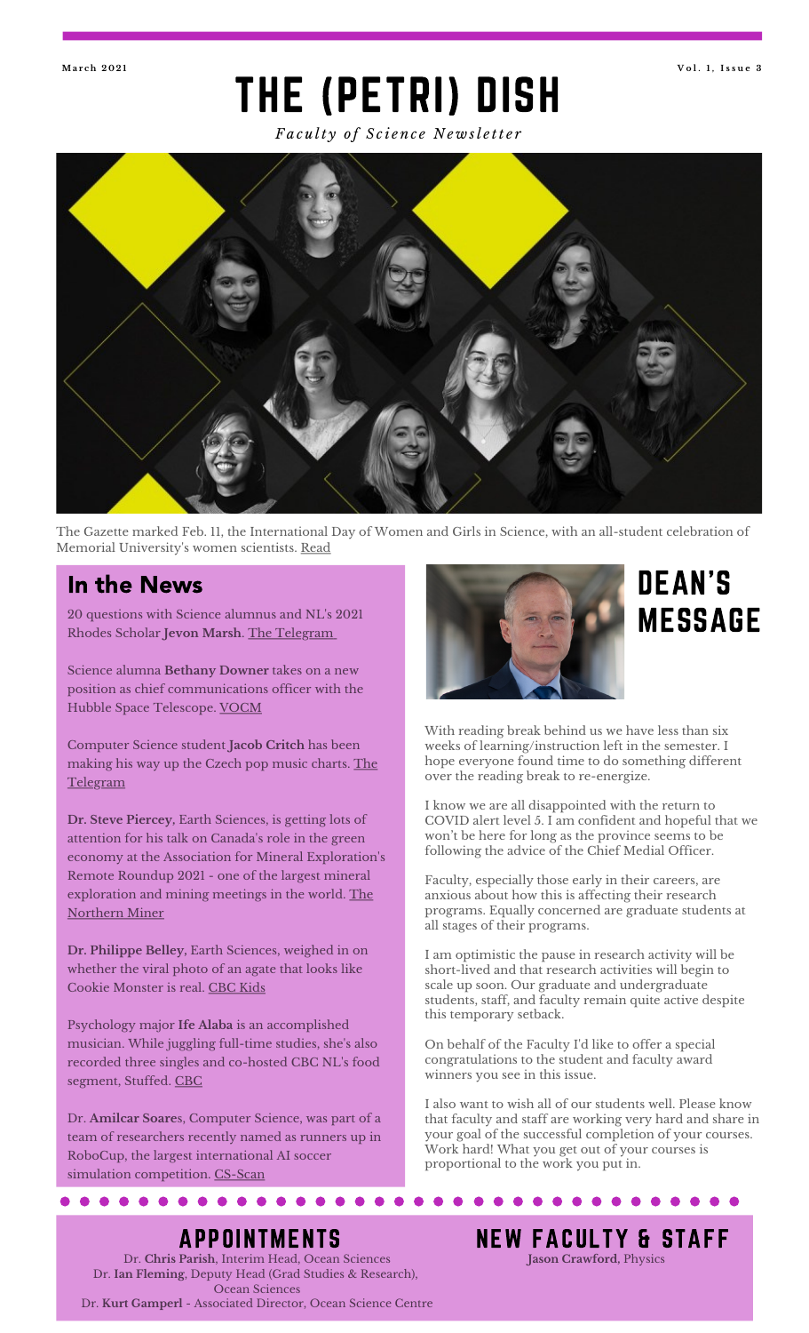March 2021 | Vol. 1, Issue 3

# THE (PETRI) DISH

*Faculty of Science Newsletter*

The Gazette marked Feb. 11, the International Day of Women and Girls in Science, with an all-student celebration of Memorial University's women scientists. Read

## In the News

20 questions with Science alumnus and NL's 2021 Rhodes Scholar **Jevon Marsh**. The Telegram

Science alumna **Bethany Downer** takes on a new position as chief communications officer with the Hubble Space Telescope. VOCM

Computer Science student **Jacob Critch** has been making his way up the Czech pop music charts. The Telegram

**Dr. Steve Piercey,** Earth Sciences, is getting lots of attention for his talk on Canada's role in the green economy at the Association for Mineral Exploration's Remote Roundup 2021 - one of the largest mineral exploration and mining meetings in the world. The Northern Miner

**Dr. Philippe Belley,** Earth Sciences, weighed in on whether the viral photo of an agate that looks like Cookie Monster is real. CBC Kids

Psychology major **Ife Alaba** is an accomplished musician. While juggling full-time studies, she's also recorded three singles and co-hosted CBC NL's food segment, Stuffed. CBC

Dr. **Amilcar Soares**, Computer Science, was part of a team of researchers recently named as runners up in RoboCup, the largest international AI soccer simulation competition. CS-Scan

## DEAN'S MESSAGE

With reading break behind us we have less than six weeks of learning/instruction left in the semester. I hope everyone found time to do something different over the reading break to re-energize.

I know we are all disappointed with the return to COVID alert level 5. I am confident and hopeful that we won't be here for long as the province seems to be following the advice of the Chief Medial Officer.

Faculty, especially those early in their careers, are anxious about how this is affecting their research programs. Equally concerned are graduate students at all stages of their programs.

I am optimistic the pause in research activity will be short-lived and that research activities will begin to scale up soon. Our graduate and undergraduate students, staff, and faculty remain quite active despite this temporary setback.

On behalf of the Faculty I'd like to offer a special congratulations to the student and faculty award winners you see in this issue.

I also want to wish all of our students well. Please know that faculty and staff are working very hard and share in your goal of the successful completion of your courses. Work hard! What you get out of your courses is proportional to the work you put in.

## APPOINTMENTS

Dr. **Chris Parish**, Interim Head, Ocean Sciences
Dr. **Ian Fleming**, Deputy Head (Grad Studies & Research), Ocean Sciences
Dr. **Kurt Gamperl** - Associated Director, Ocean Science Centre

## NEW FACULTY & STAFF

**Jason Crawford,** Physics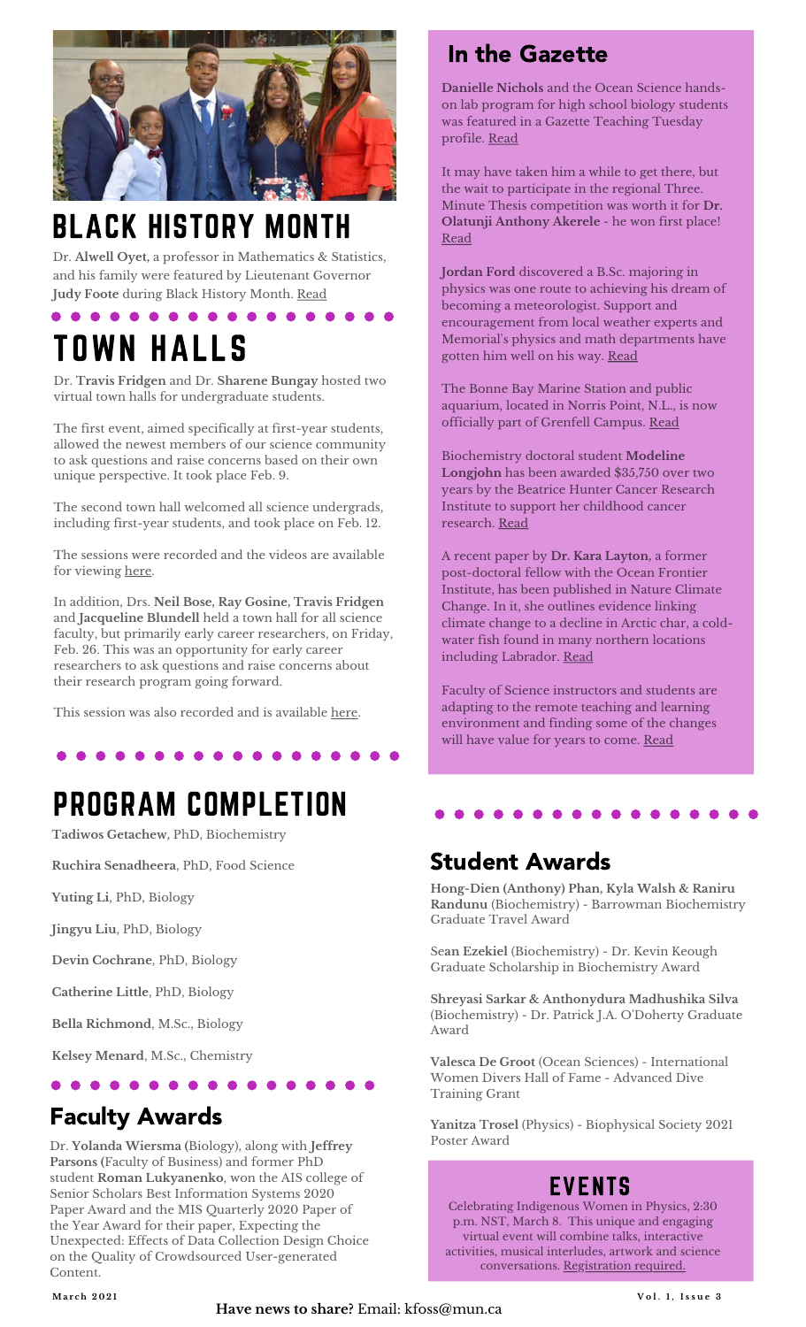## BLACK HISTORY MONTH

Dr. **Alwell Oyet**, a professor in Mathematics & Statistics, and his family were featured by Lieutenant Governor **Judy Foote** during Black History Month. Read

## TOWN HALLS

Dr. **Travis Fridgen** and Dr. **Sharene Bungay** hosted two virtual town halls for undergraduate students.

The first event, aimed specifically at first-year students, allowed the newest members of our science community to ask questions and raise concerns based on their own unique perspective. It took place Feb. 9.

The second town hall welcomed all science undergrads, including first-year students, and took place on Feb. 12.

The sessions were recorded and the videos are available for viewing here.

In addition, Drs. **Neil Bose, Ray Gosine, Travis Fridgen** and **Jacqueline Blundell** held a town hall for all science faculty, but primarily early career researchers, on Friday, Feb. 26. This was an opportunity for early career researchers to ask questions and raise concerns about their research program going forward.

This session was also recorded and is available here.

## PROGRAM COMPLETION

**Tadiwos Getachew**, PhD, Biochemistry

**Ruchira Senadheera**, PhD, Food Science

**Yuting Li**, PhD, Biology

**Jingyu Liu**, PhD, Biology

**Devin Cochrane**, PhD, Biology

**Catherine Little**, PhD, Biology

**Bella Richmond**, M.Sc., Biology

**Kelsey Menard**, M.Sc., Chemistry

## Faculty Awards

Dr. **Yolanda Wiersma** (Biology), along with **Jeffrey Parsons** (Faculty of Business) and former PhD student **Roman Lukyanenko**, won the AIS college of Senior Scholars Best Information Systems 2020 Paper Award and the MIS Quarterly 2020 Paper of the Year Award for their paper, Expecting the Unexpected: Effects of Data Collection Design Choice on the Quality of Crowdsourced User-generated Content.

## In the Gazette

**Danielle Nichols** and the Ocean Science hands-on lab program for high school biology students was featured in a Gazette Teaching Tuesday profile. Read

It may have taken him a while to get there, but the wait to participate in the regional Three Minute Thesis competition was worth it for **Dr. Olatunji Anthony Akerele** - he won first place! Read

**Jordan Ford** discovered a B.Sc. majoring in physics was one route to achieving his dream of becoming a meteorologist. Support and encouragement from local weather experts and Memorial's physics and math departments have gotten him well on his way. Read

The Bonne Bay Marine Station and public aquarium, located in Norris Point, N.L., is now officially part of Grenfell Campus. Read

Biochemistry doctoral student **Modeline Longjohn** has been awarded $35,750 over two years by the Beatrice Hunter Cancer Research Institute to support her childhood cancer research. Read

A recent paper by **Dr. Kara Layton**, a former post-doctoral fellow with the Ocean Frontier Institute, has been published in Nature Climate Change. In it, she outlines evidence linking climate change to a decline in Arctic char, a cold-water fish found in many northern locations including Labrador. Read

Faculty of Science instructors and students are adapting to the remote teaching and learning environment and finding some of the changes will have value for years to come. Read

## Student Awards

**Hong-Dien (Anthony) Phan, Kyla Walsh & Raniru Randunu** (Biochemistry) - Barrowman Biochemistry Graduate Travel Award

**Sean Ezekiel** (Biochemistry) - Dr. Kevin Keough Graduate Scholarship in Biochemistry Award

**Shreyasi Sarkar & Anthonydura Madhushika Silva** (Biochemistry) - Dr. Patrick J.A. O'Doherty Graduate Award

**Valesca De Groot** (Ocean Sciences) - International Women Divers Hall of Fame - Advanced Dive Training Grant

**Yanitza Trosel** (Physics) - Biophysical Society 2021 Poster Award

## EVENTS

Celebrating Indigenous Women in Physics, 2:30 p.m. NST, March 8. This unique and engaging virtual event will combine talks, interactive activities, musical interludes, artwork and science conversations. Registration required.

**Have news to share?** Email: kfoss@mun.ca